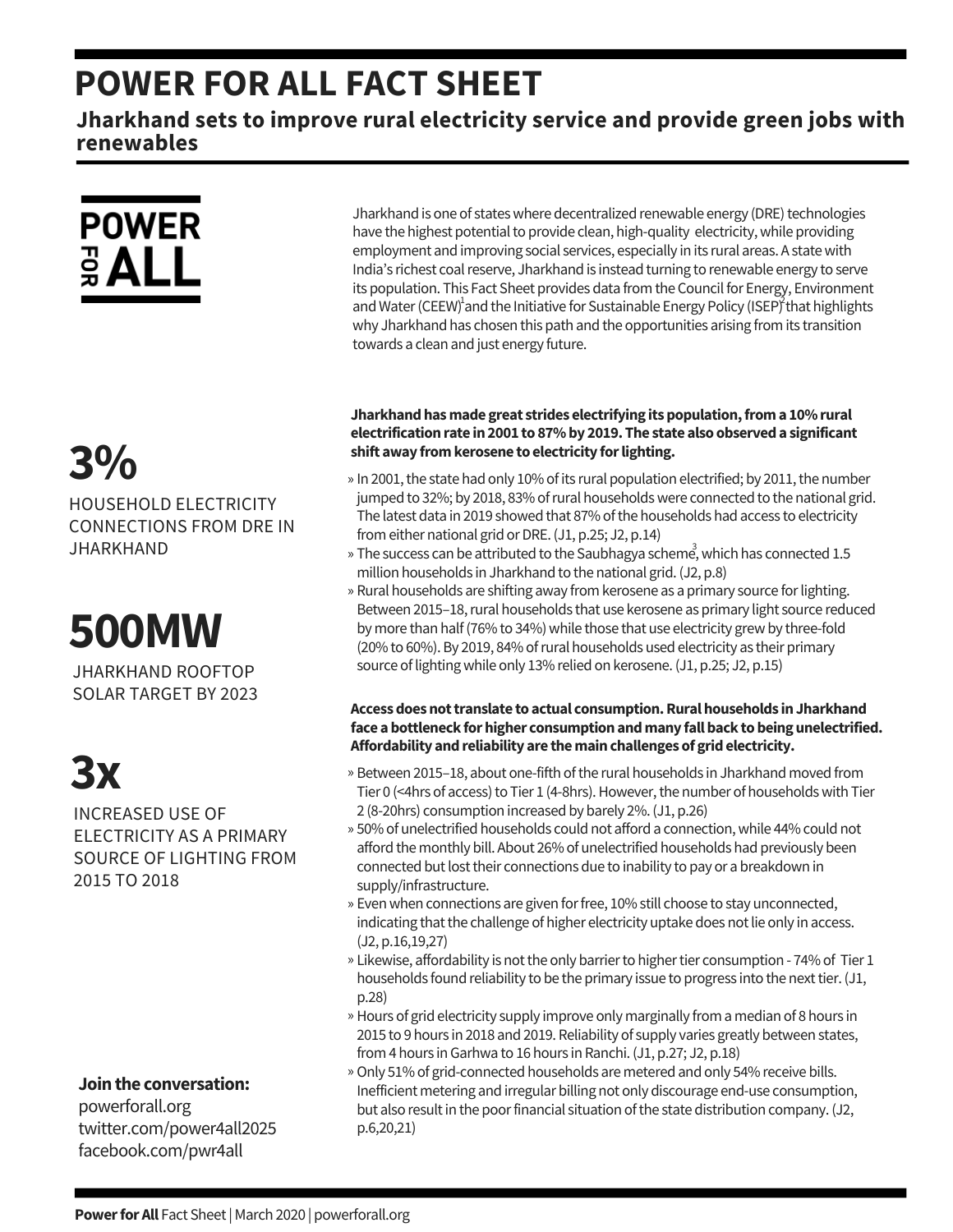# POWER FOR ALL FACT SHEET

## Jharkhand sets to improve rural electricity service and provide green jobs with renewables

Jharkhand is one of states where decentralized renewable energy (DRE) technologies have the highest potential to provide clean, high-quality electricity, while providing employment and improving social services, especially in its rural areas. A state with India's richest coal reserve, Jharkhand is instead turning to renewable energy to serve its population. This Fact Sheet provides data from the Council for Energy, Environment and Water (CEEW)[1] and the Initiative for Sustainable Energy Policy (ISEP)[2] that highlights why Jharkhand has chosen this path and the opportunities arising from its transition towards a clean and just energy future.

**3%**
HOUSEHOLD ELECTRICITY CONNECTIONS FROM DRE IN JHARKHAND

**500MW**
JHARKHAND ROOFTOP SOLAR TARGET BY 2023

**3x**
INCREASED USE OF ELECTRICITY AS A PRIMARY SOURCE OF LIGHTING FROM 2015 TO 2018

**Jharkhand has made great strides electrifying its population, from a 10% rural electrification rate in 2001 to 87% by 2019. The state also observed a significant shift away from kerosene to electricity for lighting.**

- In 2001, the state had only 10% of its rural population electrified; by 2011, the number jumped to 32%; by 2018, 83% of rural households were connected to the national grid. The latest data in 2019 showed that 87% of the households had access to electricity from either national grid or DRE. (J1, p.25; J2, p.14)
- The success can be attributed to the Saubhagya scheme[3], which has connected 1.5 million households in Jharkhand to the national grid. (J2, p.8)
- Rural households are shifting away from kerosene as a primary source for lighting. Between 2015–18, rural households that use kerosene as primary light source reduced by more than half (76% to 34%) while those that use electricity grew by three-fold (20% to 60%). By 2019, 84% of rural households used electricity as their primary source of lighting while only 13% relied on kerosene. (J1, p.25; J2, p.15)

**Access does not translate to actual consumption. Rural households in Jharkhand face a bottleneck for higher consumption and many fall back to being unelectrified. Affordability and reliability are the main challenges of grid electricity.**

- Between 2015–18, about one-fifth of the rural households in Jharkhand moved from Tier 0 (<4hrs of access) to Tier 1 (4-8hrs). However, the number of households with Tier 2 (8-20hrs) consumption increased by barely 2%. (J1, p.26)
- 50% of unelectrified households could not afford a connection, while 44% could not afford the monthly bill. About 26% of unelectrified households had previously been connected but lost their connections due to inability to pay or a breakdown in supply/infrastructure.
- Even when connections are given for free, 10% still choose to stay unconnected, indicating that the challenge of higher electricity uptake does not lie only in access. (J2, p.16,19,27)
- Likewise, affordability is not the only barrier to higher tier consumption - 74% of Tier 1 households found reliability to be the primary issue to progress into the next tier. (J1, p.28)
- Hours of grid electricity supply improve only marginally from a median of 8 hours in 2015 to 9 hours in 2018 and 2019. Reliability of supply varies greatly between states, from 4 hours in Garhwa to 16 hours in Ranchi. (J1, p.27; J2, p.18)
- Only 51% of grid-connected households are metered and only 54% receive bills. Inefficient metering and irregular billing not only discourage end-use consumption, but also result in the poor financial situation of the state distribution company. (J2, p.6,20,21)

**Join the conversation:**
powerforall.org
twitter.com/power4all2025
facebook.com/pwr4all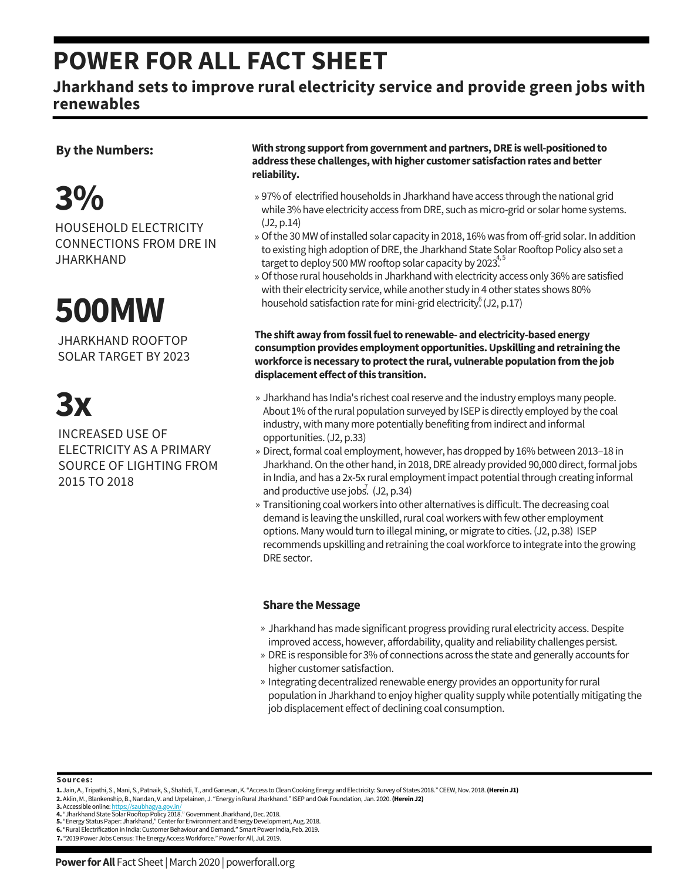# POWER FOR ALL FACT SHEET

## Jharkhand sets to improve rural electricity service and provide green jobs with renewables

**By the Numbers:**

**3%**

HOUSEHOLD ELECTRICITY CONNECTIONS FROM DRE IN JHARKHAND

**500MW**

JHARKHAND ROOFTOP SOLAR TARGET BY 2023

**3x**

INCREASED USE OF ELECTRICITY AS A PRIMARY SOURCE OF LIGHTING FROM 2015 TO 2018

**With strong support from government and partners, DRE is well-positioned to address these challenges, with higher customer satisfaction rates and better reliability.**

» 97% of electrified households in Jharkhand have access through the national grid while 3% have electricity access from DRE, such as micro-grid or solar home systems. (J2, p.14)

» Of the 30 MW of installed solar capacity in 2018, 16% was from off-grid solar. In addition to existing high adoption of DRE, the Jharkhand State Solar Rooftop Policy also set a target to deploy 500 MW rooftop solar capacity by 2023.[4, 5]

» Of those rural households in Jharkhand with electricity access only 36% are satisfied with their electricity service, while another study in 4 other states shows 80% household satisfaction rate for mini-grid electricity.[6] (J2, p.17)

**The shift away from fossil fuel to renewable- and electricity-based energy consumption provides employment opportunities. Upskilling and retraining the workforce is necessary to protect the rural, vulnerable population from the job displacement effect of this transition.**

» Jharkhand has India's richest coal reserve and the industry employs many people. About 1% of the rural population surveyed by ISEP is directly employed by the coal industry, with many more potentially benefiting from indirect and informal opportunities. (J2, p.33)

» Direct, formal coal employment, however, has dropped by 16% between 2013–18 in Jharkhand. On the other hand, in 2018, DRE already provided 90,000 direct, formal jobs in India, and has a 2x-5x rural employment impact potential through creating informal and productive use jobs.[7] (J2, p.34)

» Transitioning coal workers into other alternatives is difficult. The decreasing coal demand is leaving the unskilled, rural coal workers with few other employment options. Many would turn to illegal mining, or migrate to cities. (J2, p.38) ISEP recommends upskilling and retraining the coal workforce to integrate into the growing DRE sector.

### Share the Message

» Jharkhand has made significant progress providing rural electricity access. Despite improved access, however, affordability, quality and reliability challenges persist.

» DRE is responsible for 3% of connections across the state and generally accounts for higher customer satisfaction.

» Integrating decentralized renewable energy provides an opportunity for rural population in Jharkhand to enjoy higher quality supply while potentially mitigating the job displacement effect of declining coal consumption.

**Sources:**

**1.** Jain, A., Tripathi, S., Mani, S., Patnaik, S., Shahidi, T., and Ganesan, K. "Access to Clean Cooking Energy and Electricity: Survey of States 2018." CEEW, Nov. 2018. **(Herein J1)**
**2.** Aklin, M., Blankenship, B., Nandan, V. and Urpelainen, J. "Energy in Rural Jharkhand." ISEP and Oak Foundation, Jan. 2020. **(Herein J2)**
**3.** Accessible online: https://saubhagya.gov.in/
**4.** "Jharkhand State Solar Rooftop Policy 2018." Government Jharkhand, Dec. 2018.
**5.** "Energy Status Paper: Jharkhand," Center for Environment and Energy Development, Aug. 2018.
**6.** "Rural Electrification in India: Customer Behaviour and Demand." Smart Power India, Feb. 2019.
**7.** "2019 Power Jobs Census: The Energy Access Workforce." Power for All, Jul. 2019.

**Power for All** Fact Sheet | March 2020 | powerforall.org